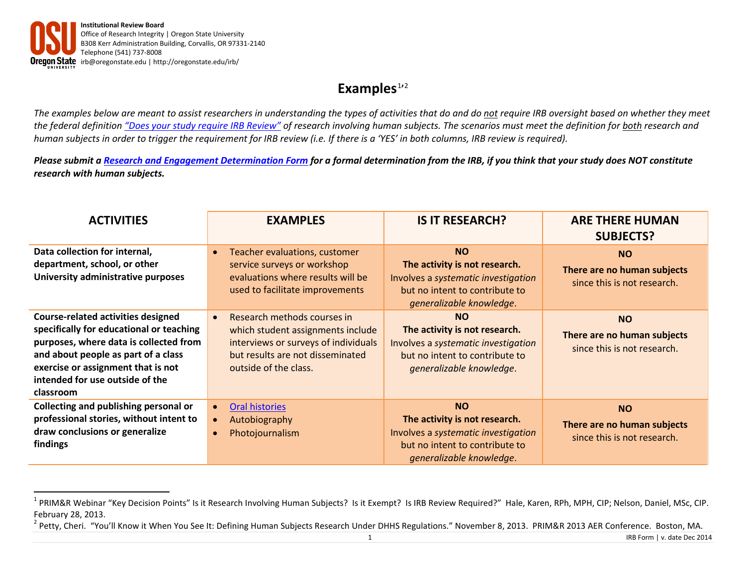**Institutional Review Board**
Office of Research Integrity | Oregon State University
B308 Kerr Administration Building, Corvallis, OR 97331-2140
Telephone (541) 737-8008
irb@oregonstate.edu | http://oregonstate.edu/irb/

# Examples[1,2]

*The examples below are meant to assist researchers in understanding the types of activities that do and do not require IRB oversight based on whether they meet the federal definition "Does your study require IRB Review" of research involving human subjects. The scenarios must meet the definition for both research and human subjects in order to trigger the requirement for IRB review (i.e. If there is a 'YES' in both columns, IRB review is required).*

***Please submit a Research and Engagement Determination Form for a formal determination from the IRB, if you think that your study does NOT constitute research with human subjects.***

| ACTIVITIES | EXAMPLES | IS IT RESEARCH? | ARE THERE HUMAN SUBJECTS? |
|---|---|---|---|
| **Data collection for internal, department, school, or other University administrative purposes** | • Teacher evaluations, customer service surveys or workshop evaluations where results will be used to facilitate improvements | **NO** **The activity is not research.** Involves a *systematic investigation* but no intent to contribute to *generalizable knowledge*. | **NO** **There are no human subjects** since this is not research. |
| **Course-related activities designed specifically for educational or teaching purposes, where data is collected from and about people as part of a class exercise or assignment that is not intended for use outside of the classroom** | • Research methods courses in which student assignments include interviews or surveys of individuals but results are not disseminated outside of the class. | **NO** **The activity is not research.** Involves a *systematic investigation* but no intent to contribute to *generalizable knowledge*. | **NO** **There are no human subjects** since this is not research. |
| **Collecting and publishing personal or professional stories, without intent to draw conclusions or generalize findings** | • Oral histories • Autobiography • Photojournalism | **NO** **The activity is not research.** Involves a *systematic investigation* but no intent to contribute to *generalizable knowledge*. | **NO** **There are no human subjects** since this is not research. |

[1] PRIM&R Webinar "Key Decision Points" Is it Research Involving Human Subjects? Is it Exempt? Is IRB Review Required?" Hale, Karen, RPh, MPH, CIP; Nelson, Daniel, MSc, CIP. February 28, 2013.

[2] Petty, Cheri. "You'll Know it When You See It: Defining Human Subjects Research Under DHHS Regulations." November 8, 2013. PRIM&R 2013 AER Conference. Boston, MA.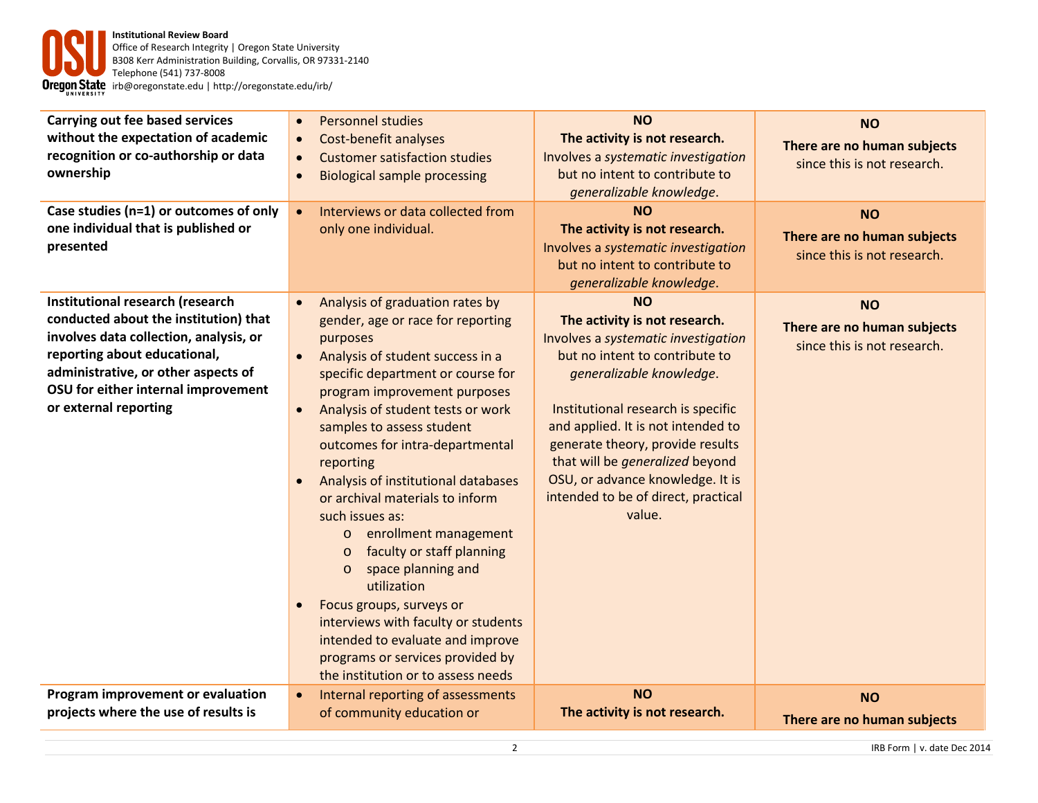| | | | |
|---|---|---|---|
| **Carrying out fee based services without the expectation of academic recognition or co-authorship or data ownership** | • Personnel studies<br>• Cost-benefit analyses<br>• Customer satisfaction studies<br>• Biological sample processing | **NO**<br>**The activity is not research.**<br>Involves a *systematic investigation* but no intent to contribute to *generalizable knowledge*. | **NO**<br>**There are no human subjects** since this is not research. |
| **Case studies (n=1) or outcomes of only one individual that is published or presented** | • Interviews or data collected from only one individual. | **NO**<br>**The activity is not research.**<br>Involves a *systematic investigation* but no intent to contribute to *generalizable knowledge*. | **NO**<br>**There are no human subjects** since this is not research. |
| **Institutional research (research conducted about the institution) that involves data collection, analysis, or reporting about educational, administrative, or other aspects of OSU for either internal improvement or external reporting** | • Analysis of graduation rates by gender, age or race for reporting purposes<br>• Analysis of student success in a specific department or course for program improvement purposes<br>• Analysis of student tests or work samples to assess student outcomes for intra-departmental reporting<br>• Analysis of institutional databases or archival materials to inform such issues as:<br>  o enrollment management<br>  o faculty or staff planning<br>  o space planning and utilization<br>• Focus groups, surveys or interviews with faculty or students intended to evaluate and improve programs or services provided by the institution or to assess needs | **NO**<br>**The activity is not research.**<br>Involves a *systematic investigation* but no intent to contribute to *generalizable knowledge*.<br><br>Institutional research is specific and applied. It is not intended to generate theory, provide results that will be *generalized* beyond OSU, or advance knowledge. It is intended to be of direct, practical value. | **NO**<br>**There are no human subjects** since this is not research. |
| **Program improvement or evaluation projects where the use of results is** | • Internal reporting of assessments of community education or | **NO**<br>**The activity is not research.** | **NO**<br>**There are no human subjects** |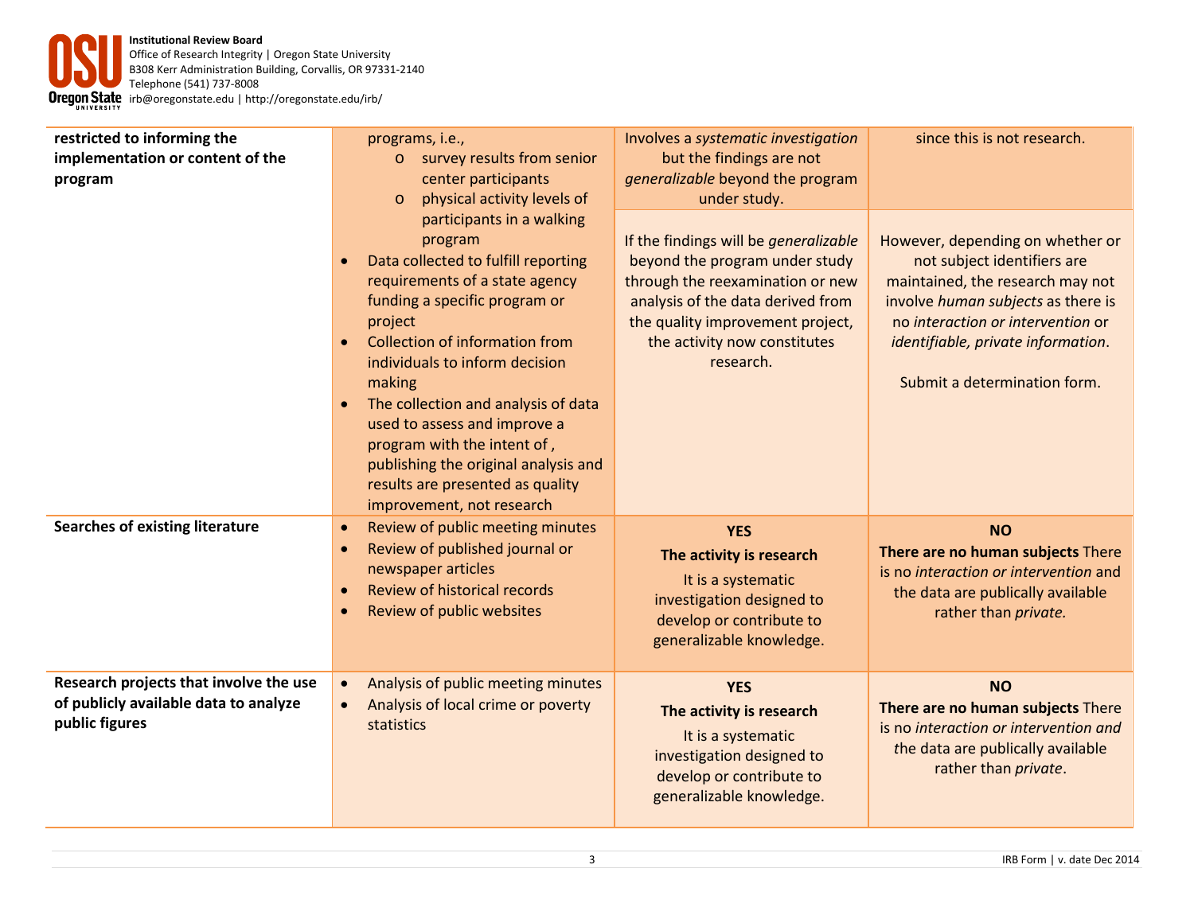| | | | |
|---|---|---|---|
| **restricted to informing the implementation or content of the program** | programs, i.e.,<br>o survey results from senior center participants<br>o physical activity levels of participants in a walking program<br>• Data collected to fulfill reporting requirements of a state agency funding a specific program or project<br>• Collection of information from individuals to inform decision making<br>• The collection and analysis of data used to assess and improve a program with the intent of , publishing the original analysis and results are presented as quality improvement, not research | Involves a *systematic investigation* but the findings are not *generalizable* beyond the program under study.<br><br>If the findings will be *generalizable* beyond the program under study through the reexamination or new analysis of the data derived from the quality improvement project, the activity now constitutes research. | since this is not research.<br><br>However, depending on whether or not subject identifiers are maintained, the research may not involve *human subjects* as there is no *interaction or intervention* or *identifiable, private information*.<br><br>Submit a determination form. |
| **Searches of existing literature** | • Review of public meeting minutes<br>• Review of published journal or newspaper articles<br>• Review of historical records<br>• Review of public websites | **YES**<br>**The activity is research**<br>It is a systematic investigation designed to develop or contribute to generalizable knowledge. | **NO**<br>**There are no human subjects** There is no *interaction or intervention* and the data are publically available rather than *private.* |
| **Research projects that involve the use of publicly available data to analyze public figures** | • Analysis of public meeting minutes<br>• Analysis of local crime or poverty statistics | **YES**<br>**The activity is research**<br>It is a systematic investigation designed to develop or contribute to generalizable knowledge. | **NO**<br>**There are no human subjects** There is no *interaction or intervention and the* data are publically available rather than *private*. |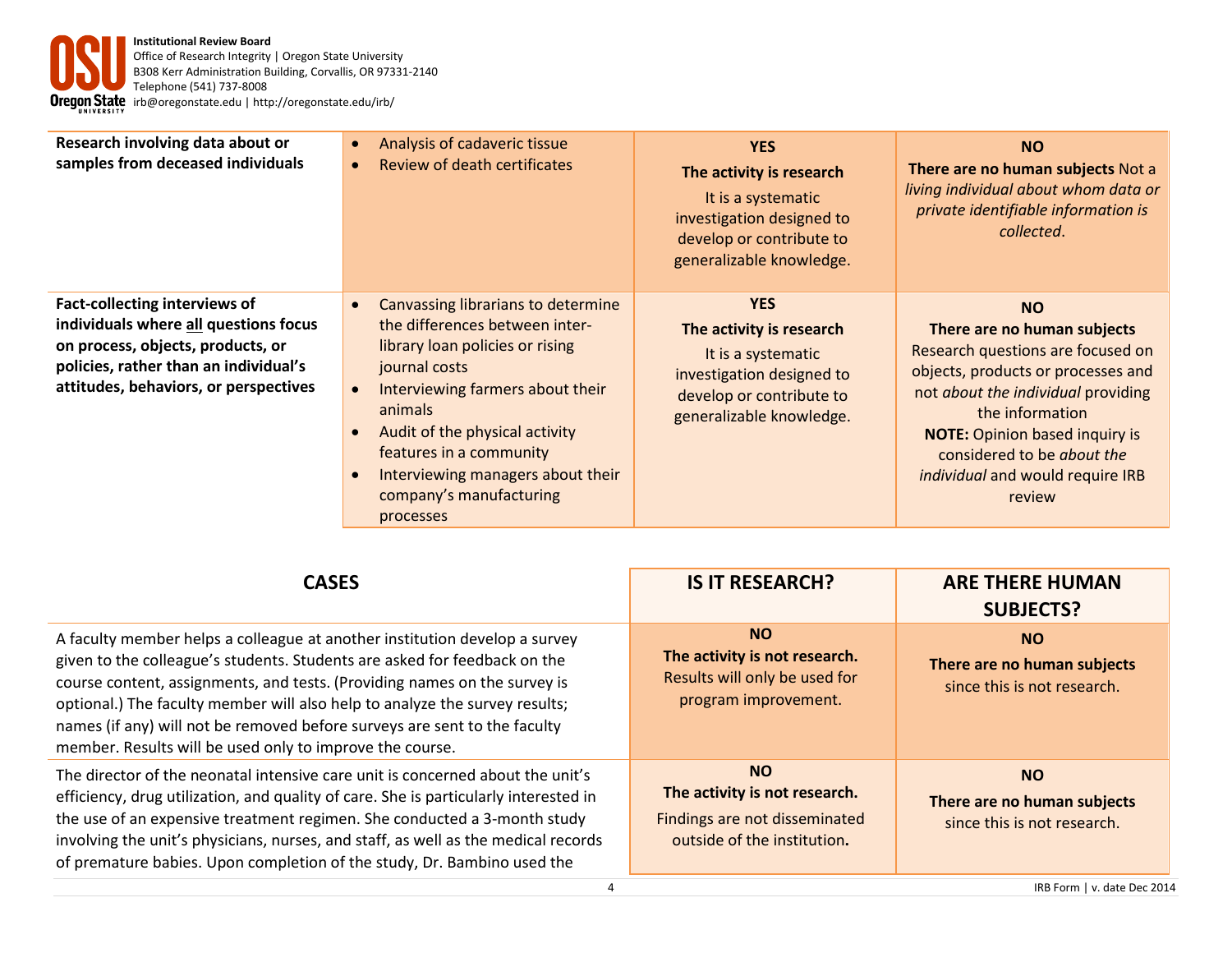| | | | |
|---|---|---|---|
| **Research involving data about or samples from deceased individuals** | • Analysis of cadaveric tissue<br>• Review of death certificates | **YES**<br>**The activity is research**<br>It is a systematic investigation designed to develop or contribute to generalizable knowledge. | **NO**<br>**There are no human subjects** Not a *living individual about whom data or private identifiable information is collected*. |
| **Fact-collecting interviews of individuals where <u>all</u> questions focus on process, objects, products, or policies, rather than an individual's attitudes, behaviors, or perspectives** | • Canvassing librarians to determine the differences between inter-library loan policies or rising journal costs<br>• Interviewing farmers about their animals<br>• Audit of the physical activity features in a community<br>• Interviewing managers about their company's manufacturing processes | **YES**<br>**The activity is research**<br>It is a systematic investigation designed to develop or contribute to generalizable knowledge. | **NO**<br>**There are no human subjects**<br>Research questions are focused on objects, products or processes and not *about the individual* providing the information<br>**NOTE:** Opinion based inquiry is considered to be *about the individual* and would require IRB review |

| CASES | IS IT RESEARCH? | ARE THERE HUMAN SUBJECTS? |
|---|---|---|
| A faculty member helps a colleague at another institution develop a survey given to the colleague's students. Students are asked for feedback on the course content, assignments, and tests. (Providing names on the survey is optional.) The faculty member will also help to analyze the survey results; names (if any) will not be removed before surveys are sent to the faculty member. Results will be used only to improve the course. | **NO**<br>**The activity is not research.**<br>Results will only be used for program improvement. | **NO**<br>**There are no human subjects** since this is not research. |
| The director of the neonatal intensive care unit is concerned about the unit's efficiency, drug utilization, and quality of care. She is particularly interested in the use of an expensive treatment regimen. She conducted a 3-month study involving the unit's physicians, nurses, and staff, as well as the medical records of premature babies. Upon completion of the study, Dr. Bambino used the | **NO**<br>**The activity is not research.**<br>Findings are not disseminated outside of the institution**.** | **NO**<br>**There are no human subjects** since this is not research. |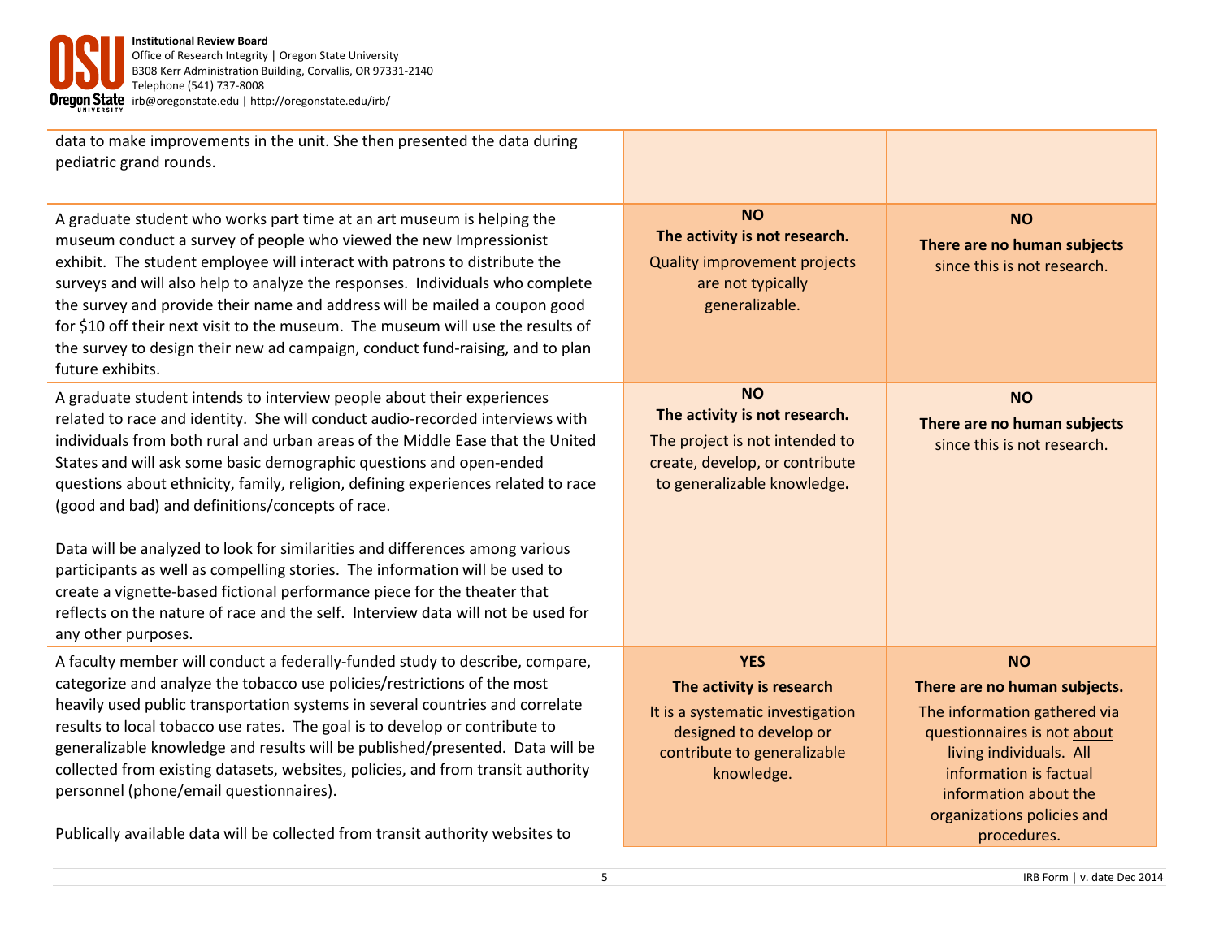| | | |
|---|---|---|
| data to make improvements in the unit. She then presented the data during pediatric grand rounds. | | |
| A graduate student who works part time at an art museum is helping the museum conduct a survey of people who viewed the new Impressionist exhibit. The student employee will interact with patrons to distribute the surveys and will also help to analyze the responses. Individuals who complete the survey and provide their name and address will be mailed a coupon good for $10 off their next visit to the museum. The museum will use the results of the survey to design their new ad campaign, conduct fund-raising, and to plan future exhibits. | **NO** **The activity is not research.** Quality improvement projects are not typically generalizable. | **NO** **There are no human subjects** since this is not research. |
| A graduate student intends to interview people about their experiences related to race and identity. She will conduct audio-recorded interviews with individuals from both rural and urban areas of the Middle Ease that the United States and will ask some basic demographic questions and open-ended questions about ethnicity, family, religion, defining experiences related to race (good and bad) and definitions/concepts of race. <br><br> Data will be analyzed to look for similarities and differences among various participants as well as compelling stories. The information will be used to create a vignette-based fictional performance piece for the theater that reflects on the nature of race and the self. Interview data will not be used for any other purposes. | **NO** **The activity is not research.** The project is not intended to create, develop, or contribute to generalizable knowledge**.** | **NO** **There are no human subjects** since this is not research. |
| A faculty member will conduct a federally-funded study to describe, compare, categorize and analyze the tobacco use policies/restrictions of the most heavily used public transportation systems in several countries and correlate results to local tobacco use rates. The goal is to develop or contribute to generalizable knowledge and results will be published/presented. Data will be collected from existing datasets, websites, policies, and from transit authority personnel (phone/email questionnaires). <br><br> Publically available data will be collected from transit authority websites to | **YES** **The activity is research** It is a systematic investigation designed to develop or contribute to generalizable knowledge. | **NO** **There are no human subjects.** The information gathered via questionnaires is not <u>about</u> living individuals. All information is factual information about the organizations policies and procedures. |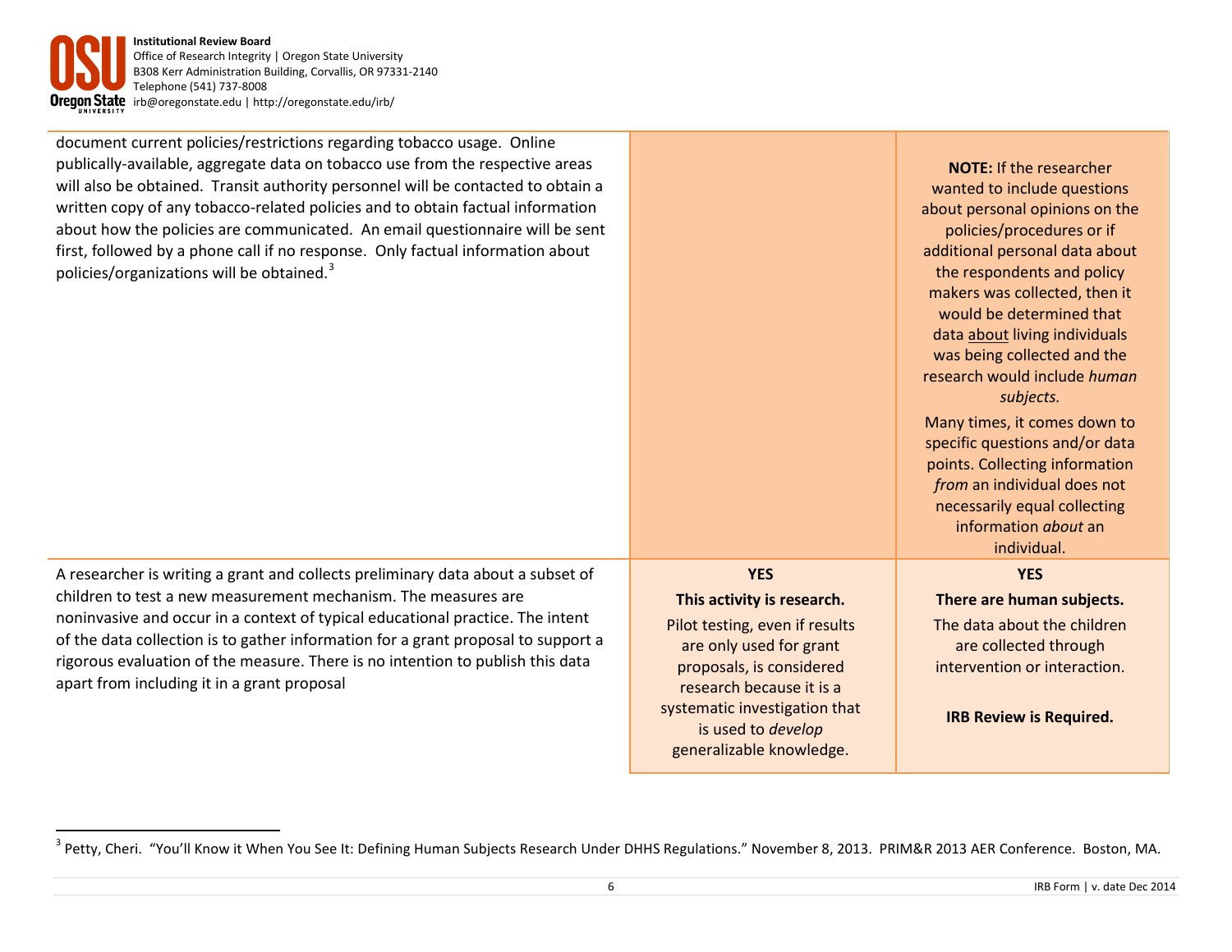| | | |
|---|---|---|
| document current policies/restrictions regarding tobacco usage. Online publically-available, aggregate data on tobacco use from the respective areas will also be obtained. Transit authority personnel will be contacted to obtain a written copy of any tobacco-related policies and to obtain factual information about how the policies are communicated. An email questionnaire will be sent first, followed by a phone call if no response. Only factual information about policies/organizations will be obtained.[3] | | **NOTE:** If the researcher wanted to include questions about personal opinions on the policies/procedures or if additional personal data about the respondents and policy makers was collected, then it would be determined that data about living individuals was being collected and the research would include *human subjects.* Many times, it comes down to specific questions and/or data points. Collecting information *from* an individual does not necessarily equal collecting information *about* an individual. |
| A researcher is writing a grant and collects preliminary data about a subset of children to test a new measurement mechanism. The measures are noninvasive and occur in a context of typical educational practice. The intent of the data collection is to gather information for a grant proposal to support a rigorous evaluation of the measure. There is no intention to publish this data apart from including it in a grant proposal | **YES** **This activity is research.** Pilot testing, even if results are only used for grant proposals, is considered research because it is a systematic investigation that is used to *develop* generalizable knowledge. | **YES** **There are human subjects.** The data about the children are collected through intervention or interaction. **IRB Review is Required.** |

[3] Petty, Cheri. "You'll Know it When You See It: Defining Human Subjects Research Under DHHS Regulations." November 8, 2013. PRIM&R 2013 AER Conference. Boston, MA.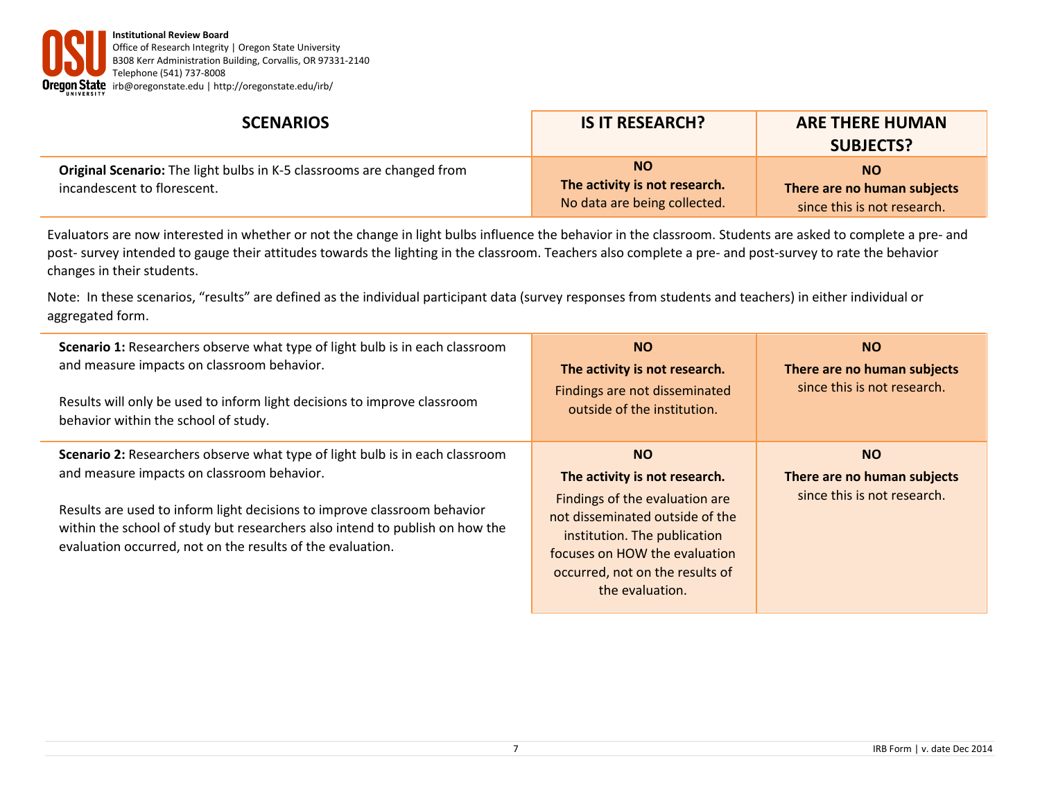**Institutional Review Board**
Office of Research Integrity | Oregon State University
B308 Kerr Administration Building, Corvallis, OR 97331-2140
Telephone (541) 737-8008
irb@oregonstate.edu | http://oregonstate.edu/irb/

| SCENARIOS | IS IT RESEARCH? | ARE THERE HUMAN SUBJECTS? |
|---|---|---|
| **Original Scenario:** The light bulbs in K-5 classrooms are changed from incandescent to florescent. | **NO** **The activity is not research.** No data are being collected. | **NO** **There are no human subjects** since this is not research. |

Evaluators are now interested in whether or not the change in light bulbs influence the behavior in the classroom. Students are asked to complete a pre- and post- survey intended to gauge their attitudes towards the lighting in the classroom. Teachers also complete a pre- and post-survey to rate the behavior changes in their students.

Note: In these scenarios, "results" are defined as the individual participant data (survey responses from students and teachers) in either individual or aggregated form.

| | | |
|---|---|---|
| **Scenario 1:** Researchers observe what type of light bulb is in each classroom and measure impacts on classroom behavior. Results will only be used to inform light decisions to improve classroom behavior within the school of study. | **NO** **The activity is not research.** Findings are not disseminated outside of the institution. | **NO** **There are no human subjects** since this is not research. |
| **Scenario 2:** Researchers observe what type of light bulb is in each classroom and measure impacts on classroom behavior. Results are used to inform light decisions to improve classroom behavior within the school of study but researchers also intend to publish on how the evaluation occurred, not on the results of the evaluation. | **NO** **The activity is not research.** Findings of the evaluation are not disseminated outside of the institution. The publication focuses on HOW the evaluation occurred, not on the results of the evaluation. | **NO** **There are no human subjects** since this is not research. |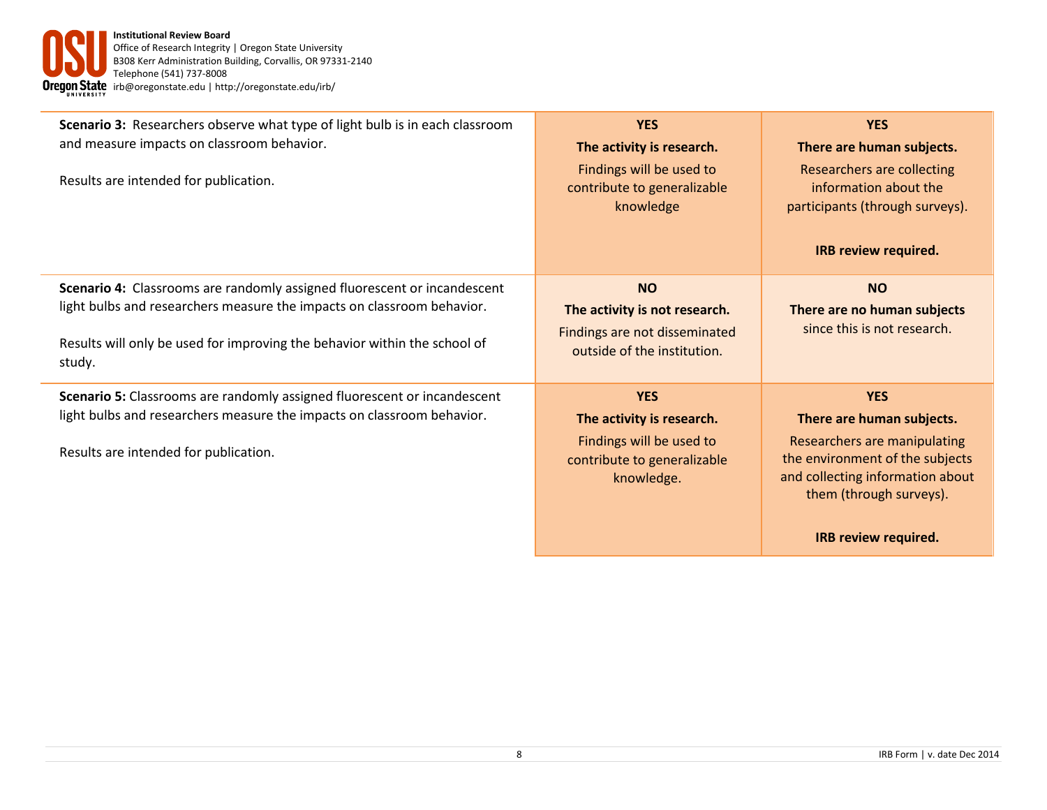| | | |
|---|---|---|
| **Scenario 3:** Researchers observe what type of light bulb is in each classroom and measure impacts on classroom behavior.<br><br>Results are intended for publication. | **YES**<br>**The activity is research.**<br>Findings will be used to contribute to generalizable knowledge | **YES**<br>**There are human subjects.**<br>Researchers are collecting information about the participants (through surveys).<br><br>**IRB review required.** |
| **Scenario 4:** Classrooms are randomly assigned fluorescent or incandescent light bulbs and researchers measure the impacts on classroom behavior.<br><br>Results will only be used for improving the behavior within the school of study. | **NO**<br>**The activity is not research.**<br>Findings are not disseminated outside of the institution. | **NO**<br>**There are no human subjects** since this is not research. |
| **Scenario 5:** Classrooms are randomly assigned fluorescent or incandescent light bulbs and researchers measure the impacts on classroom behavior.<br><br>Results are intended for publication. | **YES**<br>**The activity is research.**<br>Findings will be used to contribute to generalizable knowledge. | **YES**<br>**There are human subjects.**<br>Researchers are manipulating the environment of the subjects and collecting information about them (through surveys).<br><br>**IRB review required.** |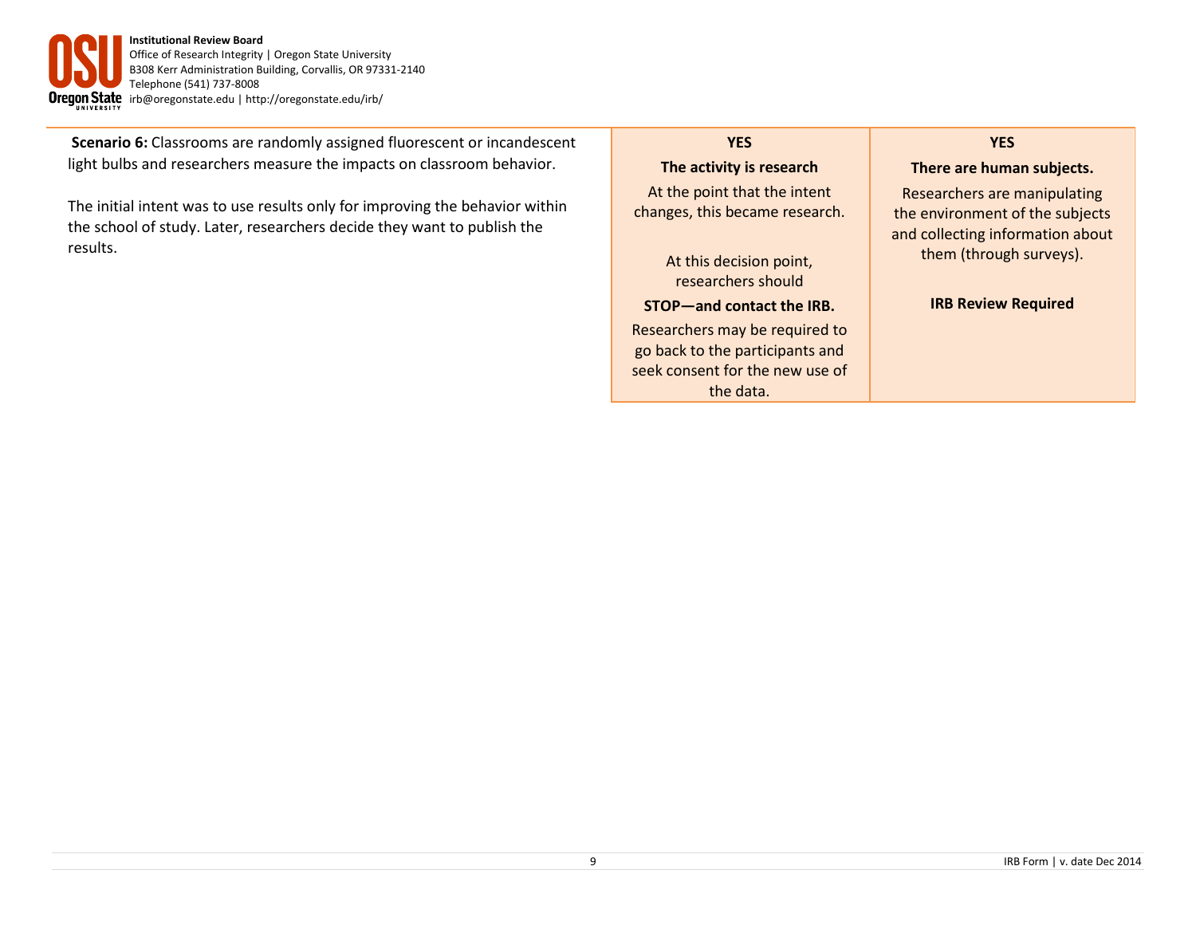| | | |
|---|---|---|
| **Scenario 6:** Classrooms are randomly assigned fluorescent or incandescent light bulbs and researchers measure the impacts on classroom behavior.<br><br>The initial intent was to use results only for improving the behavior within the school of study. Later, researchers decide they want to publish the results. | **YES**<br>**The activity is research**<br>At the point that the intent changes, this became research.<br><br>At this decision point, researchers should<br>**STOP—and contact the IRB.**<br>Researchers may be required to go back to the participants and seek consent for the new use of the data. | **YES**<br>**There are human subjects.**<br>Researchers are manipulating the environment of the subjects and collecting information about them (through surveys).<br><br>**IRB Review Required** |